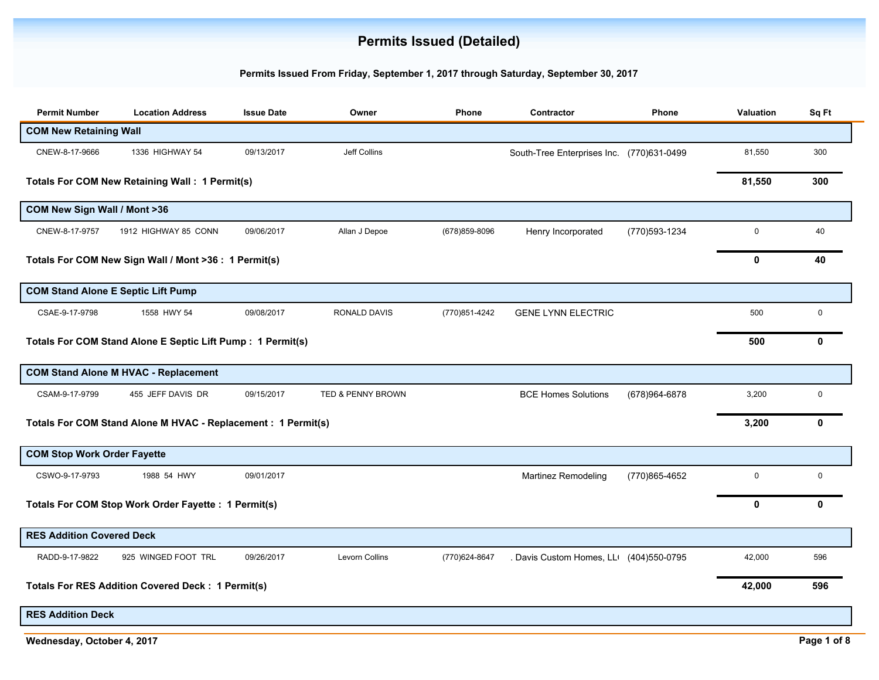# Permits Issued (Detailed)

**Permits Issued From Friday, September 1, 2017 through Saturday, September 30, 2017**

| Permit Number | Location Address | Issue Date | Owner | Phone | Contractor | Phone | Valuation | Sq Ft |
|---|---|---|---|---|---|---|---|---|
| **COM New Retaining Wall** | | | | | | | | |
| CNEW-8-17-9666 | 1336 HIGHWAY 54 | 09/13/2017 | Jeff Collins | | South-Tree Enterprises Inc. | (770)631-0499 | 81,550 | 300 |
| **Totals For COM New Retaining Wall : 1 Permit(s)** | | | | | | | **81,550** | **300** |
| **COM New Sign Wall / Mont >36** | | | | | | | | |
| CNEW-8-17-9757 | 1912 HIGHWAY 85 CONN | 09/06/2017 | Allan J Depoe | (678)859-8096 | Henry Incorporated | (770)593-1234 | 0 | 40 |
| **Totals For COM New Sign Wall / Mont >36 : 1 Permit(s)** | | | | | | | **0** | **40** |
| **COM Stand Alone E Septic Lift Pump** | | | | | | | | |
| CSAE-9-17-9798 | 1558 HWY 54 | 09/08/2017 | RONALD DAVIS | (770)851-4242 | GENE LYNN ELECTRIC | | 500 | 0 |
| **Totals For COM Stand Alone E Septic Lift Pump : 1 Permit(s)** | | | | | | | **500** | **0** |
| **COM Stand Alone M HVAC - Replacement** | | | | | | | | |
| CSAM-9-17-9799 | 455 JEFF DAVIS DR | 09/15/2017 | TED & PENNY BROWN | | BCE Homes Solutions | (678)964-6878 | 3,200 | 0 |
| **Totals For COM Stand Alone M HVAC - Replacement : 1 Permit(s)** | | | | | | | **3,200** | **0** |
| **COM Stop Work Order Fayette** | | | | | | | | |
| CSWO-9-17-9793 | 1988 54 HWY | 09/01/2017 | | | Martinez Remodeling | (770)865-4652 | 0 | 0 |
| **Totals For COM Stop Work Order Fayette : 1 Permit(s)** | | | | | | | **0** | **0** |
| **RES Addition Covered Deck** | | | | | | | | |
| RADD-9-17-9822 | 925 WINGED FOOT TRL | 09/26/2017 | Levorn Collins | (770)624-8647 | . Davis Custom Homes, LL | (404)550-0795 | 42,000 | 596 |
| **Totals For RES Addition Covered Deck : 1 Permit(s)** | | | | | | | **42,000** | **596** |
| **RES Addition Deck** | | | | | | | | |

Wednesday, October 4, 2017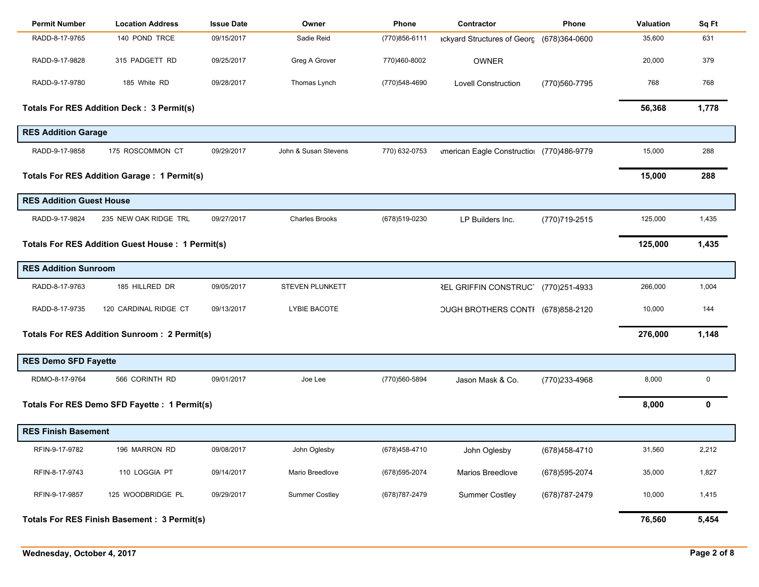| Permit Number | Location Address | Issue Date | Owner | Phone | Contractor | Phone | Valuation | Sq Ft |
|---|---|---|---|---|---|---|---|---|
| RADD-8-17-9765 | 140 POND TRCE | 09/15/2017 | Sadie Reid | (770)856-6111 | ackyard Structures of Georg | (678)364-0600 | 35,600 | 631 |
| RADD-9-17-9828 | 315 PADGETT RD | 09/25/2017 | Greg A Grover | 770)460-8002 | OWNER | | 20,000 | 379 |
| RADD-9-17-9780 | 185 White RD | 09/28/2017 | Thomas Lynch | (770)548-4690 | Lovell Construction | (770)560-7795 | 768 | 768 |
| **Totals For RES Addition Deck : 3 Permit(s)** | | | | | | | **56,368** | **1,778** |
| **RES Addition Garage** | | | | | | | | |
| RADD-9-17-9858 | 175 ROSCOMMON CT | 09/29/2017 | John & Susan Stevens | 770) 632-0753 | American Eagle Constructioi | (770)486-9779 | 15,000 | 288 |
| **Totals For RES Addition Garage : 1 Permit(s)** | | | | | | | **15,000** | **288** |
| **RES Addition Guest House** | | | | | | | | |
| RADD-9-17-9824 | 235 NEW OAK RIDGE TRL | 09/27/2017 | Charles Brooks | (678)519-0230 | LP Builders Inc. | (770)719-2515 | 125,000 | 1,435 |
| **Totals For RES Addition Guest House : 1 Permit(s)** | | | | | | | **125,000** | **1,435** |
| **RES Addition Sunroom** | | | | | | | | |
| RADD-8-17-9763 | 185 HILLRED DR | 09/05/2017 | STEVEN PLUNKETT | | REL GRIFFIN CONSTRUCT | (770)251-4933 | 266,000 | 1,004 |
| RADD-8-17-9735 | 120 CARDINAL RIDGE CT | 09/13/2017 | LYBIE BACOTE | | OUGH BROTHERS CONTI | (678)858-2120 | 10,000 | 144 |
| **Totals For RES Addition Sunroom : 2 Permit(s)** | | | | | | | **276,000** | **1,148** |
| **RES Demo SFD Fayette** | | | | | | | | |
| RDMO-8-17-9764 | 566 CORINTH RD | 09/01/2017 | Joe Lee | (770)560-5894 | Jason Mask & Co. | (770)233-4968 | 8,000 | 0 |
| **Totals For RES Demo SFD Fayette : 1 Permit(s)** | | | | | | | **8,000** | **0** |
| **RES Finish Basement** | | | | | | | | |
| RFIN-9-17-9782 | 196 MARRON RD | 09/08/2017 | John Oglesby | (678)458-4710 | John Oglesby | (678)458-4710 | 31,560 | 2,212 |
| RFIN-8-17-9743 | 110 LOGGIA PT | 09/14/2017 | Mario Breedlove | (678)595-2074 | Marios Breedlove | (678)595-2074 | 35,000 | 1,827 |
| RFIN-9-17-9857 | 125 WOODBRIDGE PL | 09/29/2017 | Summer Costley | (678)787-2479 | Summer Costley | (678)787-2479 | 10,000 | 1,415 |
| **Totals For RES Finish Basement : 3 Permit(s)** | | | | | | | **76,560** | **5,454** |

**Wednesday, October 4, 2017**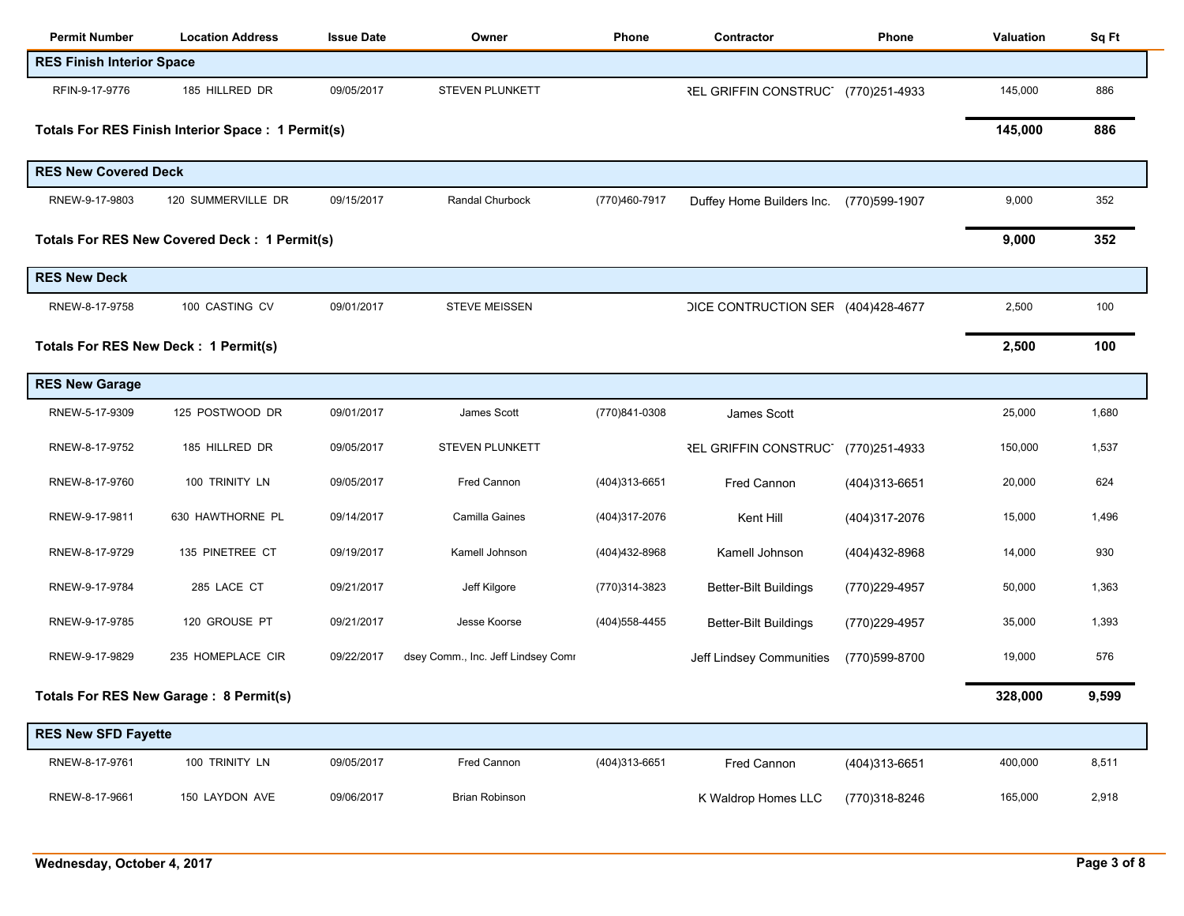| Permit Number | Location Address | Issue Date | Owner | Phone | Contractor | Phone | Valuation | Sq Ft |
|---|---|---|---|---|---|---|---|---|
| **RES Finish Interior Space** | | | | | | | | |
| RFIN-9-17-9776 | 185 HILLRED DR | 09/05/2017 | STEVEN PLUNKETT | | REL GRIFFIN CONSTRUCT | (770)251-4933 | 145,000 | 886 |
| **Totals For RES Finish Interior Space : 1 Permit(s)** | | | | | | | **145,000** | **886** |
| **RES New Covered Deck** | | | | | | | | |
| RNEW-9-17-9803 | 120 SUMMERVILLE DR | 09/15/2017 | Randal Churbock | (770)460-7917 | Duffey Home Builders Inc. | (770)599-1907 | 9,000 | 352 |
| **Totals For RES New Covered Deck : 1 Permit(s)** | | | | | | | **9,000** | **352** |
| **RES New Deck** | | | | | | | | |
| RNEW-8-17-9758 | 100 CASTING CV | 09/01/2017 | STEVE MEISSEN | | DICE CONTRUCTION SER | (404)428-4677 | 2,500 | 100 |
| **Totals For RES New Deck : 1 Permit(s)** | | | | | | | **2,500** | **100** |
| **RES New Garage** | | | | | | | | |
| RNEW-5-17-9309 | 125 POSTWOOD DR | 09/01/2017 | James Scott | (770)841-0308 | James Scott | | 25,000 | 1,680 |
| RNEW-8-17-9752 | 185 HILLRED DR | 09/05/2017 | STEVEN PLUNKETT | | REL GRIFFIN CONSTRUCT | (770)251-4933 | 150,000 | 1,537 |
| RNEW-8-17-9760 | 100 TRINITY LN | 09/05/2017 | Fred Cannon | (404)313-6651 | Fred Cannon | (404)313-6651 | 20,000 | 624 |
| RNEW-9-17-9811 | 630 HAWTHORNE PL | 09/14/2017 | Camilla Gaines | (404)317-2076 | Kent Hill | (404)317-2076 | 15,000 | 1,496 |
| RNEW-8-17-9729 | 135 PINETREE CT | 09/19/2017 | Kamell Johnson | (404)432-8968 | Kamell Johnson | (404)432-8968 | 14,000 | 930 |
| RNEW-9-17-9784 | 285 LACE CT | 09/21/2017 | Jeff Kilgore | (770)314-3823 | Better-Bilt Buildings | (770)229-4957 | 50,000 | 1,363 |
| RNEW-9-17-9785 | 120 GROUSE PT | 09/21/2017 | Jesse Koorse | (404)558-4455 | Better-Bilt Buildings | (770)229-4957 | 35,000 | 1,393 |
| RNEW-9-17-9829 | 235 HOMEPLACE CIR | 09/22/2017 | dsey Comm., Inc. Jeff Lindsey Comr | | Jeff Lindsey Communities | (770)599-8700 | 19,000 | 576 |
| **Totals For RES New Garage : 8 Permit(s)** | | | | | | | **328,000** | **9,599** |
| **RES New SFD Fayette** | | | | | | | | |
| RNEW-8-17-9761 | 100 TRINITY LN | 09/05/2017 | Fred Cannon | (404)313-6651 | Fred Cannon | (404)313-6651 | 400,000 | 8,511 |
| RNEW-8-17-9661 | 150 LAYDON AVE | 09/06/2017 | Brian Robinson | | K Waldrop Homes LLC | (770)318-8246 | 165,000 | 2,918 |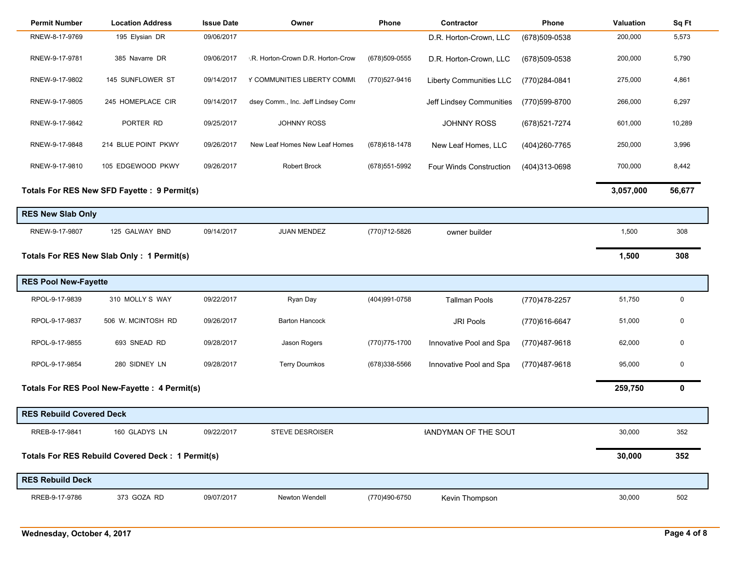| Permit Number | Location Address | Issue Date | Owner | Phone | Contractor | Phone | Valuation | Sq Ft |
|---|---|---|---|---|---|---|---|---|
| RNEW-8-17-9769 | 195 Elysian DR | 09/06/2017 | | | D.R. Horton-Crown, LLC | (678)509-0538 | 200,000 | 5,573 |
| RNEW-9-17-9781 | 385 Navarre DR | 09/06/2017 | .R. Horton-Crown D.R. Horton-Crow | (678)509-0555 | D.R. Horton-Crown, LLC | (678)509-0538 | 200,000 | 5,790 |
| RNEW-9-17-9802 | 145 SUNFLOWER ST | 09/14/2017 | Y COMMUNITIES LIBERTY COMMU | (770)527-9416 | Liberty Communities LLC | (770)284-0841 | 275,000 | 4,861 |
| RNEW-9-17-9805 | 245 HOMEPLACE CIR | 09/14/2017 | dsey Comm., Inc. Jeff Lindsey Comr | | Jeff Lindsey Communities | (770)599-8700 | 266,000 | 6,297 |
| RNEW-9-17-9842 | PORTER RD | 09/25/2017 | JOHNNY ROSS | | JOHNNY ROSS | (678)521-7274 | 601,000 | 10,289 |
| RNEW-9-17-9848 | 214 BLUE POINT PKWY | 09/26/2017 | New Leaf Homes New Leaf Homes | (678)618-1478 | New Leaf Homes, LLC | (404)260-7765 | 250,000 | 3,996 |
| RNEW-9-17-9810 | 105 EDGEWOOD PKWY | 09/26/2017 | Robert Brock | (678)551-5992 | Four Winds Construction | (404)313-0698 | 700,000 | 8,442 |
| **Totals For RES New SFD Fayette : 9 Permit(s)** | | | | | | | **3,057,000** | **56,677** |
| **RES New Slab Only** | | | | | | | | |
| RNEW-9-17-9807 | 125 GALWAY BND | 09/14/2017 | JUAN MENDEZ | (770)712-5826 | owner builder | | 1,500 | 308 |
| **Totals For RES New Slab Only : 1 Permit(s)** | | | | | | | **1,500** | **308** |
| **RES Pool New-Fayette** | | | | | | | | |
| RPOL-9-17-9839 | 310 MOLLY S WAY | 09/22/2017 | Ryan Day | (404)991-0758 | Tallman Pools | (770)478-2257 | 51,750 | 0 |
| RPOL-9-17-9837 | 506 W. MCINTOSH RD | 09/26/2017 | Barton Hancock | | JRI Pools | (770)616-6647 | 51,000 | 0 |
| RPOL-9-17-9855 | 693 SNEAD RD | 09/28/2017 | Jason Rogers | (770)775-1700 | Innovative Pool and Spa | (770)487-9618 | 62,000 | 0 |
| RPOL-9-17-9854 | 280 SIDNEY LN | 09/28/2017 | Terry Doumkos | (678)338-5566 | Innovative Pool and Spa | (770)487-9618 | 95,000 | 0 |
| **Totals For RES Pool New-Fayette : 4 Permit(s)** | | | | | | | **259,750** | **0** |
| **RES Rebuild Covered Deck** | | | | | | | | |
| RREB-9-17-9841 | 160 GLADYS LN | 09/22/2017 | STEVE DESROISER | | IANDYMAN OF THE SOUT | | 30,000 | 352 |
| **Totals For RES Rebuild Covered Deck : 1 Permit(s)** | | | | | | | **30,000** | **352** |
| **RES Rebuild Deck** | | | | | | | | |
| RREB-9-17-9786 | 373 GOZA RD | 09/07/2017 | Newton Wendell | (770)490-6750 | Kevin Thompson | | 30,000 | 502 |

Wednesday, October 4, 2017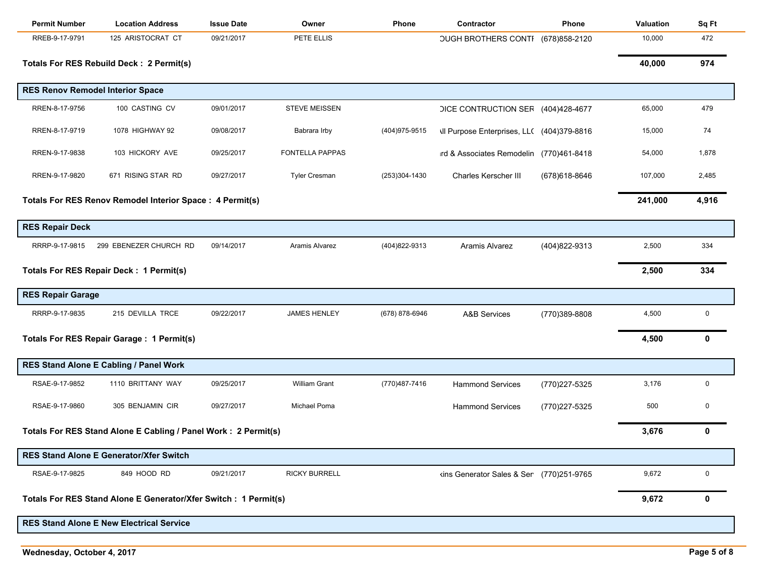| Permit Number | Location Address | Issue Date | Owner | Phone | Contractor | Phone | Valuation | Sq Ft |
|---|---|---|---|---|---|---|---|---|
| RREB-9-17-9791 | 125 ARISTOCRAT CT | 09/21/2017 | PETE ELLIS | | OUGH BROTHERS CONTI | (678)858-2120 | 10,000 | 472 |
| **Totals For RES Rebuild Deck : 2 Permit(s)** | | | | | | | **40,000** | **974** |
| **RES Renov Remodel Interior Space** | | | | | | | | |
| RREN-8-17-9756 | 100 CASTING CV | 09/01/2017 | STEVE MEISSEN | | OICE CONTRUCTION SER | (404)428-4677 | 65,000 | 479 |
| RREN-8-17-9719 | 1078 HIGHWAY 92 | 09/08/2017 | Babrara Irby | (404)975-9515 | All Purpose Enterprises, LLC | (404)379-8816 | 15,000 | 74 |
| RREN-9-17-9838 | 103 HICKORY AVE | 09/25/2017 | FONTELLA PAPPAS | | ird & Associates Remodelin | (770)461-8418 | 54,000 | 1,878 |
| RREN-9-17-9820 | 671 RISING STAR RD | 09/27/2017 | Tyler Cresman | (253)304-1430 | Charles Kerscher III | (678)618-8646 | 107,000 | 2,485 |
| **Totals For RES Renov Remodel Interior Space : 4 Permit(s)** | | | | | | | **241,000** | **4,916** |
| **RES Repair Deck** | | | | | | | | |
| RRRP-9-17-9815 | 299 EBENEZER CHURCH RD | 09/14/2017 | Aramis Alvarez | (404)822-9313 | Aramis Alvarez | (404)822-9313 | 2,500 | 334 |
| **Totals For RES Repair Deck : 1 Permit(s)** | | | | | | | **2,500** | **334** |
| **RES Repair Garage** | | | | | | | | |
| RRRP-9-17-9835 | 215 DEVILLA TRCE | 09/22/2017 | JAMES HENLEY | (678) 878-6946 | A&B Services | (770)389-8808 | 4,500 | 0 |
| **Totals For RES Repair Garage : 1 Permit(s)** | | | | | | | **4,500** | **0** |
| **RES Stand Alone E Cabling / Panel Work** | | | | | | | | |
| RSAE-9-17-9852 | 1110 BRITTANY WAY | 09/25/2017 | William Grant | (770)487-7416 | Hammond Services | (770)227-5325 | 3,176 | 0 |
| RSAE-9-17-9860 | 305 BENJAMIN CIR | 09/27/2017 | Michael Poma | | Hammond Services | (770)227-5325 | 500 | 0 |
| **Totals For RES Stand Alone E Cabling / Panel Work : 2 Permit(s)** | | | | | | | **3,676** | **0** |
| **RES Stand Alone E Generator/Xfer Switch** | | | | | | | | |
| RSAE-9-17-9825 | 849 HOOD RD | 09/21/2017 | RICKY BURRELL | | kins Generator Sales & Ser | (770)251-9765 | 9,672 | 0 |
| **Totals For RES Stand Alone E Generator/Xfer Switch : 1 Permit(s)** | | | | | | | **9,672** | **0** |
| **RES Stand Alone E New Electrical Service** | | | | | | | | |

Wednesday, October 4, 2017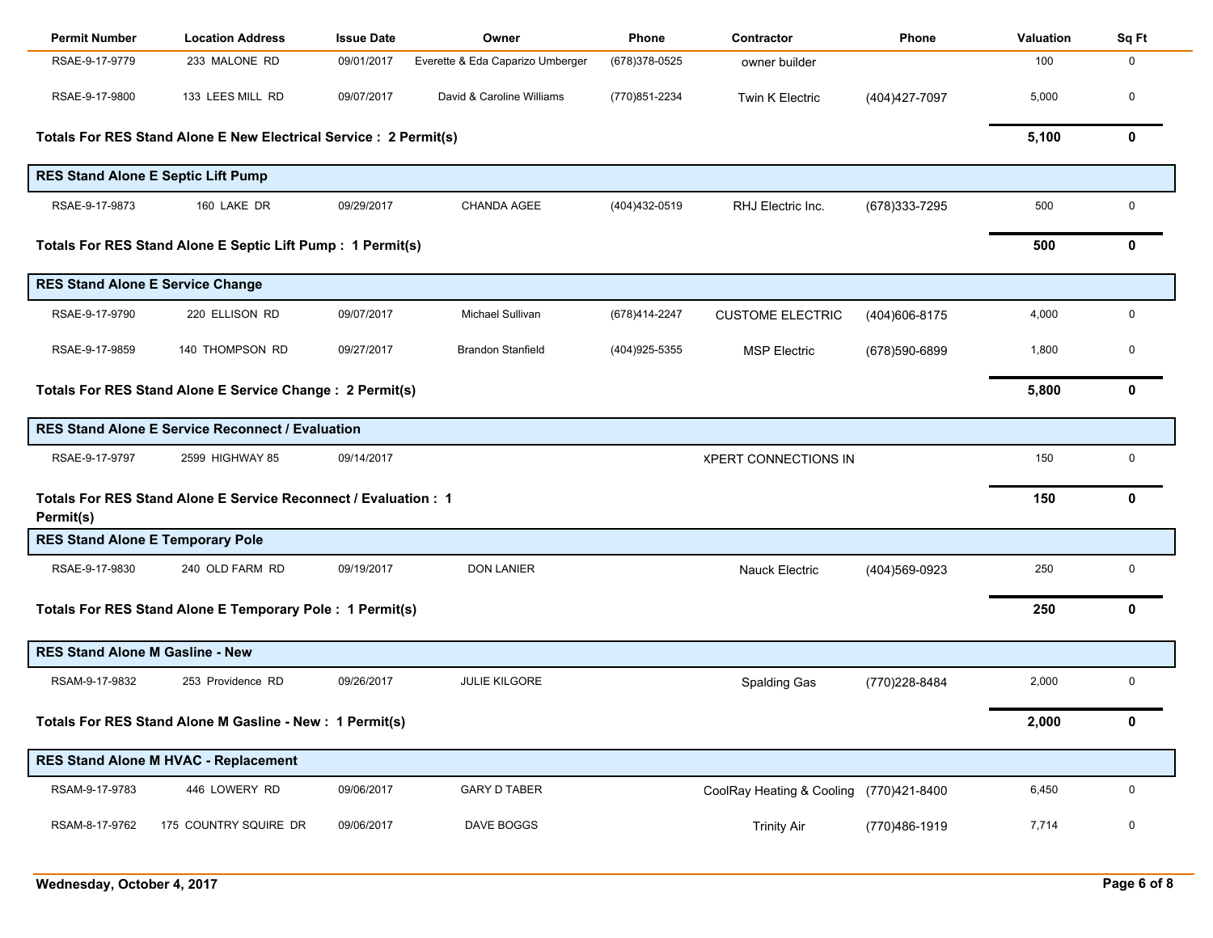| Permit Number | Location Address | Issue Date | Owner | Phone | Contractor | Phone | Valuation | Sq Ft |
|---|---|---|---|---|---|---|---|---|
| RSAE-9-17-9779 | 233 MALONE RD | 09/01/2017 | Everette & Eda Caparizo Umberger | (678)378-0525 | owner builder | | 100 | 0 |
| RSAE-9-17-9800 | 133 LEES MILL RD | 09/07/2017 | David & Caroline Williams | (770)851-2234 | Twin K Electric | (404)427-7097 | 5,000 | 0 |
| **Totals For RES Stand Alone E New Electrical Service : 2 Permit(s)** | | | | | | | **5,100** | **0** |
| **RES Stand Alone E Septic Lift Pump** | | | | | | | | |
| RSAE-9-17-9873 | 160 LAKE DR | 09/29/2017 | CHANDA AGEE | (404)432-0519 | RHJ Electric Inc. | (678)333-7295 | 500 | 0 |
| **Totals For RES Stand Alone E Septic Lift Pump : 1 Permit(s)** | | | | | | | **500** | **0** |
| **RES Stand Alone E Service Change** | | | | | | | | |
| RSAE-9-17-9790 | 220 ELLISON RD | 09/07/2017 | Michael Sullivan | (678)414-2247 | CUSTOME ELECTRIC | (404)606-8175 | 4,000 | 0 |
| RSAE-9-17-9859 | 140 THOMPSON RD | 09/27/2017 | Brandon Stanfield | (404)925-5355 | MSP Electric | (678)590-6899 | 1,800 | 0 |
| **Totals For RES Stand Alone E Service Change : 2 Permit(s)** | | | | | | | **5,800** | **0** |
| **RES Stand Alone E Service Reconnect / Evaluation** | | | | | | | | |
| RSAE-9-17-9797 | 2599 HIGHWAY 85 | 09/14/2017 | | | XPERT CONNECTIONS IN | | 150 | 0 |
| **Totals For RES Stand Alone E Service Reconnect / Evaluation : 1 Permit(s)** | | | | | | | **150** | **0** |
| **RES Stand Alone E Temporary Pole** | | | | | | | | |
| RSAE-9-17-9830 | 240 OLD FARM RD | 09/19/2017 | DON LANIER | | Nauck Electric | (404)569-0923 | 250 | 0 |
| **Totals For RES Stand Alone E Temporary Pole : 1 Permit(s)** | | | | | | | **250** | **0** |
| **RES Stand Alone M Gasline - New** | | | | | | | | |
| RSAM-9-17-9832 | 253 Providence RD | 09/26/2017 | JULIE KILGORE | | Spalding Gas | (770)228-8484 | 2,000 | 0 |
| **Totals For RES Stand Alone M Gasline - New : 1 Permit(s)** | | | | | | | **2,000** | **0** |
| **RES Stand Alone M HVAC - Replacement** | | | | | | | | |
| RSAM-9-17-9783 | 446 LOWERY RD | 09/06/2017 | GARY D TABER | | CoolRay Heating & Cooling | (770)421-8400 | 6,450 | 0 |
| RSAM-8-17-9762 | 175 COUNTRY SQUIRE DR | 09/06/2017 | DAVE BOGGS | | Trinity Air | (770)486-1919 | 7,714 | 0 |

Wednesday, October 4, 2017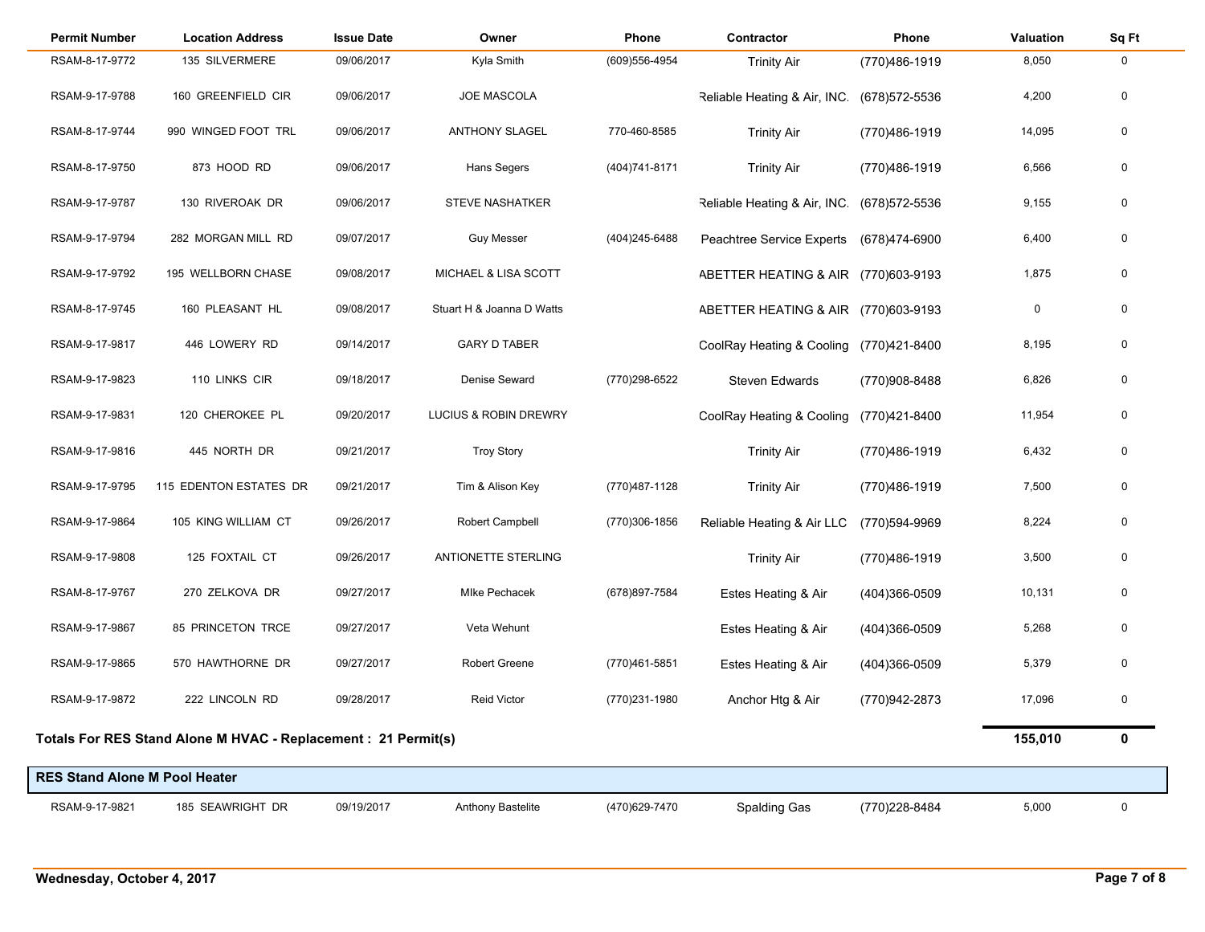| Permit Number | Location Address | Issue Date | Owner | Phone | Contractor | Phone | Valuation | Sq Ft |
|---|---|---|---|---|---|---|---|---|
| RSAM-8-17-9772 | 135 SILVERMERE | 09/06/2017 | Kyla Smith | (609)556-4954 | Trinity Air | (770)486-1919 | 8,050 | 0 |
| RSAM-9-17-9788 | 160 GREENFIELD CIR | 09/06/2017 | JOE MASCOLA | | Reliable Heating & Air, INC. | (678)572-5536 | 4,200 | 0 |
| RSAM-8-17-9744 | 990 WINGED FOOT TRL | 09/06/2017 | ANTHONY SLAGEL | 770-460-8585 | Trinity Air | (770)486-1919 | 14,095 | 0 |
| RSAM-8-17-9750 | 873 HOOD RD | 09/06/2017 | Hans Segers | (404)741-8171 | Trinity Air | (770)486-1919 | 6,566 | 0 |
| RSAM-9-17-9787 | 130 RIVEROAK DR | 09/06/2017 | STEVE NASHATKER | | Reliable Heating & Air, INC. | (678)572-5536 | 9,155 | 0 |
| RSAM-9-17-9794 | 282 MORGAN MILL RD | 09/07/2017 | Guy Messer | (404)245-6488 | Peachtree Service Experts | (678)474-6900 | 6,400 | 0 |
| RSAM-9-17-9792 | 195 WELLBORN CHASE | 09/08/2017 | MICHAEL & LISA SCOTT | | ABETTER HEATING & AIR | (770)603-9193 | 1,875 | 0 |
| RSAM-8-17-9745 | 160 PLEASANT HL | 09/08/2017 | Stuart H & Joanna D Watts | | ABETTER HEATING & AIR | (770)603-9193 | 0 | 0 |
| RSAM-9-17-9817 | 446 LOWERY RD | 09/14/2017 | GARY D TABER | | CoolRay Heating & Cooling | (770)421-8400 | 8,195 | 0 |
| RSAM-9-17-9823 | 110 LINKS CIR | 09/18/2017 | Denise Seward | (770)298-6522 | Steven Edwards | (770)908-8488 | 6,826 | 0 |
| RSAM-9-17-9831 | 120 CHEROKEE PL | 09/20/2017 | LUCIUS & ROBIN DREWRY | | CoolRay Heating & Cooling | (770)421-8400 | 11,954 | 0 |
| RSAM-9-17-9816 | 445 NORTH DR | 09/21/2017 | Troy Story | | Trinity Air | (770)486-1919 | 6,432 | 0 |
| RSAM-9-17-9795 | 115 EDENTON ESTATES DR | 09/21/2017 | Tim & Alison Key | (770)487-1128 | Trinity Air | (770)486-1919 | 7,500 | 0 |
| RSAM-9-17-9864 | 105 KING WILLIAM CT | 09/26/2017 | Robert Campbell | (770)306-1856 | Reliable Heating & Air LLC | (770)594-9969 | 8,224 | 0 |
| RSAM-9-17-9808 | 125 FOXTAIL CT | 09/26/2017 | ANTIONETTE STERLING | | Trinity Air | (770)486-1919 | 3,500 | 0 |
| RSAM-8-17-9767 | 270 ZELKOVA DR | 09/27/2017 | MIke Pechacek | (678)897-7584 | Estes Heating & Air | (404)366-0509 | 10,131 | 0 |
| RSAM-9-17-9867 | 85 PRINCETON TRCE | 09/27/2017 | Veta Wehunt | | Estes Heating & Air | (404)366-0509 | 5,268 | 0 |
| RSAM-9-17-9865 | 570 HAWTHORNE DR | 09/27/2017 | Robert Greene | (770)461-5851 | Estes Heating & Air | (404)366-0509 | 5,379 | 0 |
| RSAM-9-17-9872 | 222 LINCOLN RD | 09/28/2017 | Reid Victor | (770)231-1980 | Anchor Htg & Air | (770)942-2873 | 17,096 | 0 |

**Totals For RES Stand Alone M HVAC - Replacement : 21 Permit(s)** — **155,010** — **0**

**RES Stand Alone M Pool Heater**

| Permit Number | Location Address | Issue Date | Owner | Phone | Contractor | Phone | Valuation | Sq Ft |
|---|---|---|---|---|---|---|---|---|
| RSAM-9-17-9821 | 185 SEAWRIGHT DR | 09/19/2017 | Anthony Bastelite | (470)629-7470 | Spalding Gas | (770)228-8484 | 5,000 | 0 |

Wednesday, October 4, 2017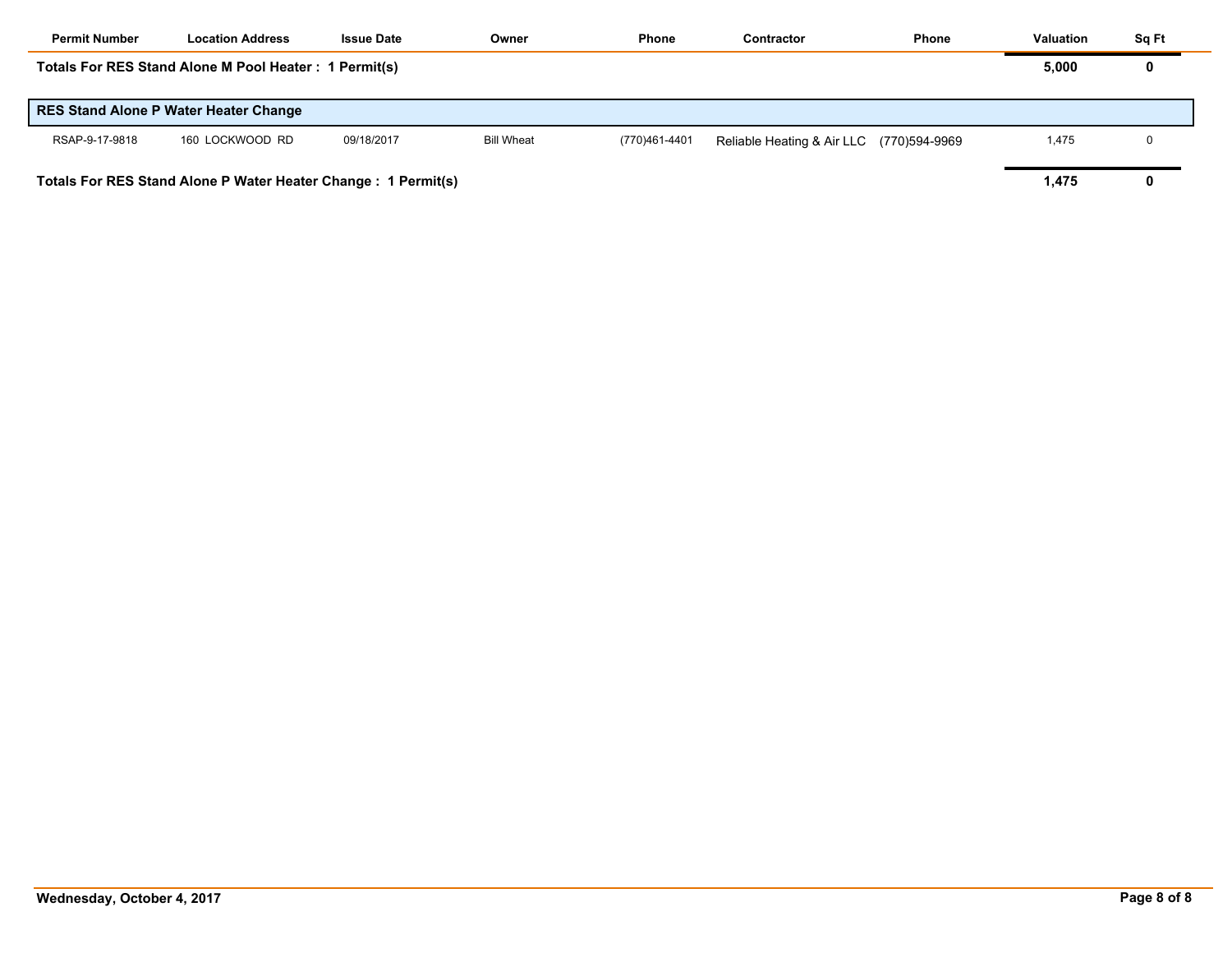| Permit Number | Location Address | Issue Date | Owner | Phone | Contractor | Phone | Valuation | Sq Ft |
|---|---|---|---|---|---|---|---|---|
| **Totals For RES Stand Alone M Pool Heater : 1 Permit(s)** | | | | | | | **5,000** | **0** |
| **RES Stand Alone P Water Heater Change** | | | | | | | | |
| RSAP-9-17-9818 | 160 LOCKWOOD RD | 09/18/2017 | Bill Wheat | (770)461-4401 | Reliable Heating & Air LLC | (770)594-9969 | 1,475 | 0 |
| **Totals For RES Stand Alone P Water Heater Change : 1 Permit(s)** | | | | | | | **1,475** | **0** |

**Wednesday, October 4, 2017**